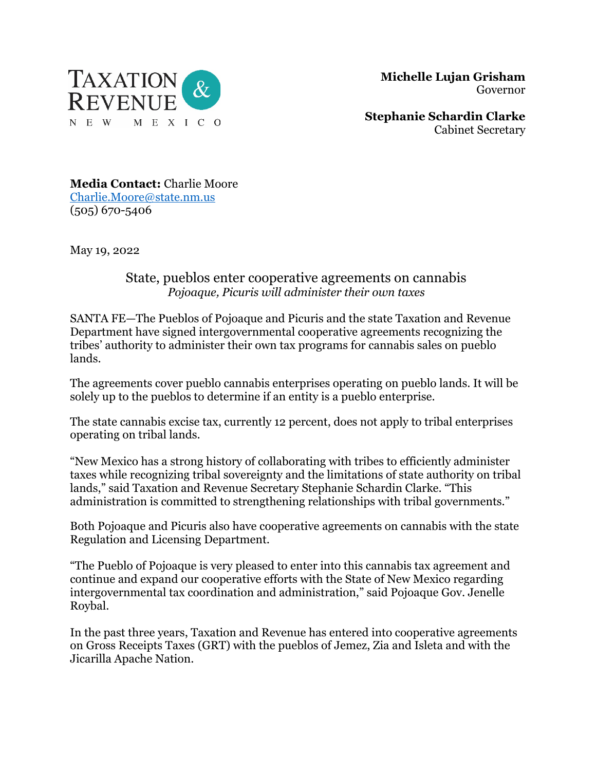**TAXATION & REVENUE**
NEW MEXICO

**Michelle Lujan Grisham**
Governor

**Stephanie Schardin Clarke**
Cabinet Secretary

**Media Contact:** Charlie Moore
Charlie.Moore@state.nm.us
(505) 670-5406

May 19, 2022

# State, pueblos enter cooperative agreements on cannabis

*Pojoaque, Picuris will administer their own taxes*

SANTA FE—The Pueblos of Pojoaque and Picuris and the state Taxation and Revenue Department have signed intergovernmental cooperative agreements recognizing the tribes' authority to administer their own tax programs for cannabis sales on pueblo lands.

The agreements cover pueblo cannabis enterprises operating on pueblo lands. It will be solely up to the pueblos to determine if an entity is a pueblo enterprise.

The state cannabis excise tax, currently 12 percent, does not apply to tribal enterprises operating on tribal lands.

"New Mexico has a strong history of collaborating with tribes to efficiently administer taxes while recognizing tribal sovereignty and the limitations of state authority on tribal lands," said Taxation and Revenue Secretary Stephanie Schardin Clarke. "This administration is committed to strengthening relationships with tribal governments."

Both Pojoaque and Picuris also have cooperative agreements on cannabis with the state Regulation and Licensing Department.

"The Pueblo of Pojoaque is very pleased to enter into this cannabis tax agreement and continue and expand our cooperative efforts with the State of New Mexico regarding intergovernmental tax coordination and administration," said Pojoaque Gov. Jenelle Roybal.

In the past three years, Taxation and Revenue has entered into cooperative agreements on Gross Receipts Taxes (GRT) with the pueblos of Jemez, Zia and Isleta and with the Jicarilla Apache Nation.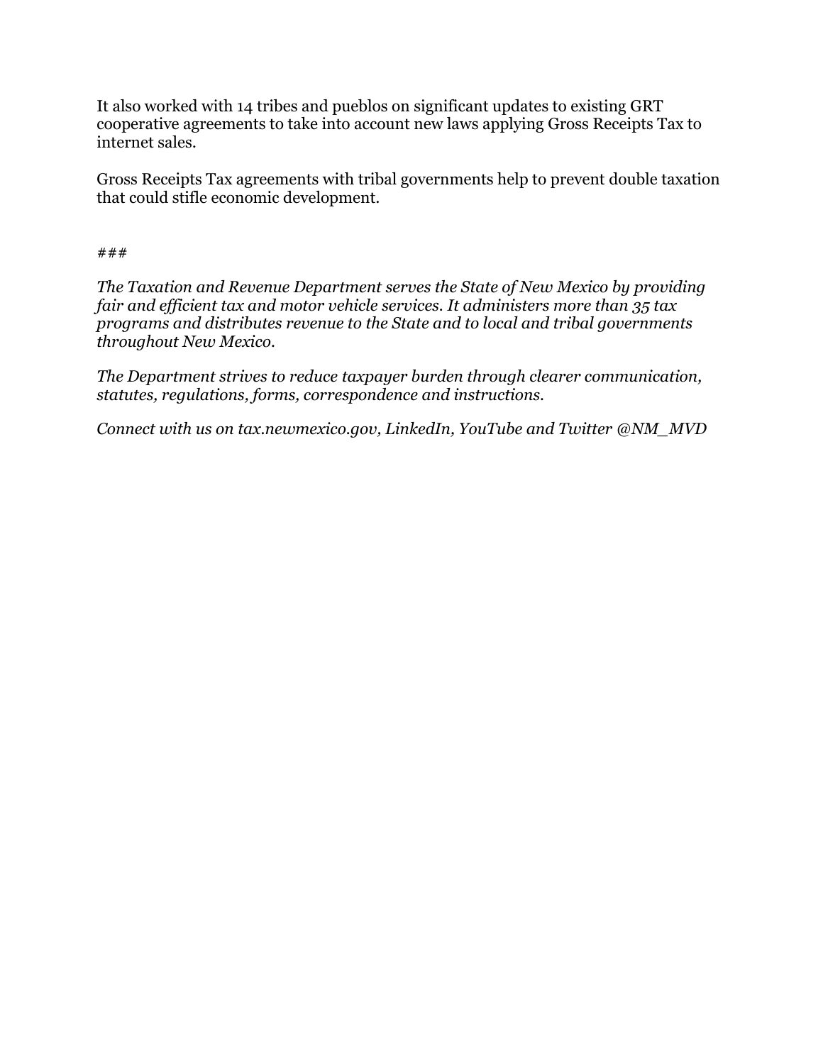It also worked with 14 tribes and pueblos on significant updates to existing GRT cooperative agreements to take into account new laws applying Gross Receipts Tax to internet sales.

Gross Receipts Tax agreements with tribal governments help to prevent double taxation that could stifle economic development.

*###*

*The Taxation and Revenue Department serves the State of New Mexico by providing fair and efficient tax and motor vehicle services. It administers more than 35 tax programs and distributes revenue to the State and to local and tribal governments throughout New Mexico.*

*The Department strives to reduce taxpayer burden through clearer communication, statutes, regulations, forms, correspondence and instructions.*

*Connect with us on tax.newmexico.gov, LinkedIn, YouTube and Twitter @NM_MVD*